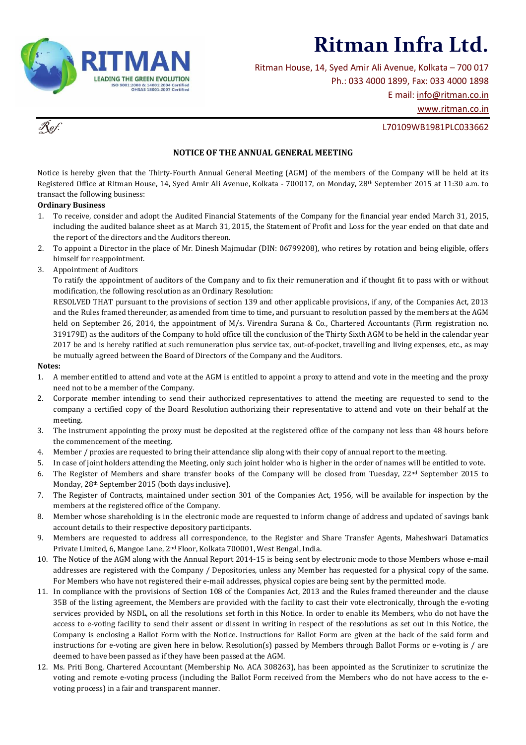# Ritman Infra Ltd.

Ritman House, 14, Syed Amir Ali Avenue, Kolkata – 700 017
Ph.: 033 4000 1899, Fax: 033 4000 1898
E mail: info@ritman.co.in
www.ritman.co.in

Ref.

L70109WB1981PLC033662

## NOTICE OF THE ANNUAL GENERAL MEETING

Notice is hereby given that the Thirty-Fourth Annual General Meeting (AGM) of the members of the Company will be held at its Registered Office at Ritman House, 14, Syed Amir Ali Avenue, Kolkata - 700017, on Monday, 28th September 2015 at 11:30 a.m. to transact the following business:

**Ordinary Business**

1. To receive, consider and adopt the Audited Financial Statements of the Company for the financial year ended March 31, 2015, including the audited balance sheet as at March 31, 2015, the Statement of Profit and Loss for the year ended on that date and the report of the directors and the Auditors thereon.
2. To appoint a Director in the place of Mr. Dinesh Majmudar (DIN: 06799208), who retires by rotation and being eligible, offers himself for reappointment.
3. Appointment of Auditors

   To ratify the appointment of auditors of the Company and to fix their remuneration and if thought fit to pass with or without modification, the following resolution as an Ordinary Resolution:

   RESOLVED THAT pursuant to the provisions of section 139 and other applicable provisions, if any, of the Companies Act, 2013 and the Rules framed thereunder, as amended from time to time**,** and pursuant to resolution passed by the members at the AGM held on September 26, 2014, the appointment of M/s. Virendra Surana & Co., Chartered Accountants (Firm registration no. 319179E) as the auditors of the Company to hold office till the conclusion of the Thirty Sixth AGM to be held in the calendar year 2017 be and is hereby ratified at such remuneration plus service tax, out-of-pocket, travelling and living expenses, etc., as may be mutually agreed between the Board of Directors of the Company and the Auditors.

**Notes:**

1. A member entitled to attend and vote at the AGM is entitled to appoint a proxy to attend and vote in the meeting and the proxy need not to be a member of the Company.
2. Corporate member intending to send their authorized representatives to attend the meeting are requested to send to the company a certified copy of the Board Resolution authorizing their representative to attend and vote on their behalf at the meeting.
3. The instrument appointing the proxy must be deposited at the registered office of the company not less than 48 hours before the commencement of the meeting.
4. Member / proxies are requested to bring their attendance slip along with their copy of annual report to the meeting.
5. In case of joint holders attending the Meeting, only such joint holder who is higher in the order of names will be entitled to vote.
6. The Register of Members and share transfer books of the Company will be closed from Tuesday, 22nd September 2015 to Monday, 28th September 2015 (both days inclusive).
7. The Register of Contracts, maintained under section 301 of the Companies Act, 1956, will be available for inspection by the members at the registered office of the Company.
8. Member whose shareholding is in the electronic mode are requested to inform change of address and updated of savings bank account details to their respective depository participants.
9. Members are requested to address all correspondence, to the Register and Share Transfer Agents, Maheshwari Datamatics Private Limited, 6, Mangoe Lane, 2nd Floor, Kolkata 700001, West Bengal, India.
10. The Notice of the AGM along with the Annual Report 2014-15 is being sent by electronic mode to those Members whose e-mail addresses are registered with the Company / Depositories, unless any Member has requested for a physical copy of the same. For Members who have not registered their e-mail addresses, physical copies are being sent by the permitted mode.
11. In compliance with the provisions of Section 108 of the Companies Act, 2013 and the Rules framed thereunder and the clause 35B of the listing agreement, the Members are provided with the facility to cast their vote electronically, through the e-voting services provided by NSDL, on all the resolutions set forth in this Notice. In order to enable its Members, who do not have the access to e-voting facility to send their assent or dissent in writing in respect of the resolutions as set out in this Notice, the Company is enclosing a Ballot Form with the Notice. Instructions for Ballot Form are given at the back of the said form and instructions for e-voting are given here in below. Resolution(s) passed by Members through Ballot Forms or e-voting is / are deemed to have been passed as if they have been passed at the AGM.
12. Ms. Priti Bong, Chartered Accountant (Membership No. ACA 308263), has been appointed as the Scrutinizer to scrutinize the voting and remote e-voting process (including the Ballot Form received from the Members who do not have access to the e-voting process) in a fair and transparent manner.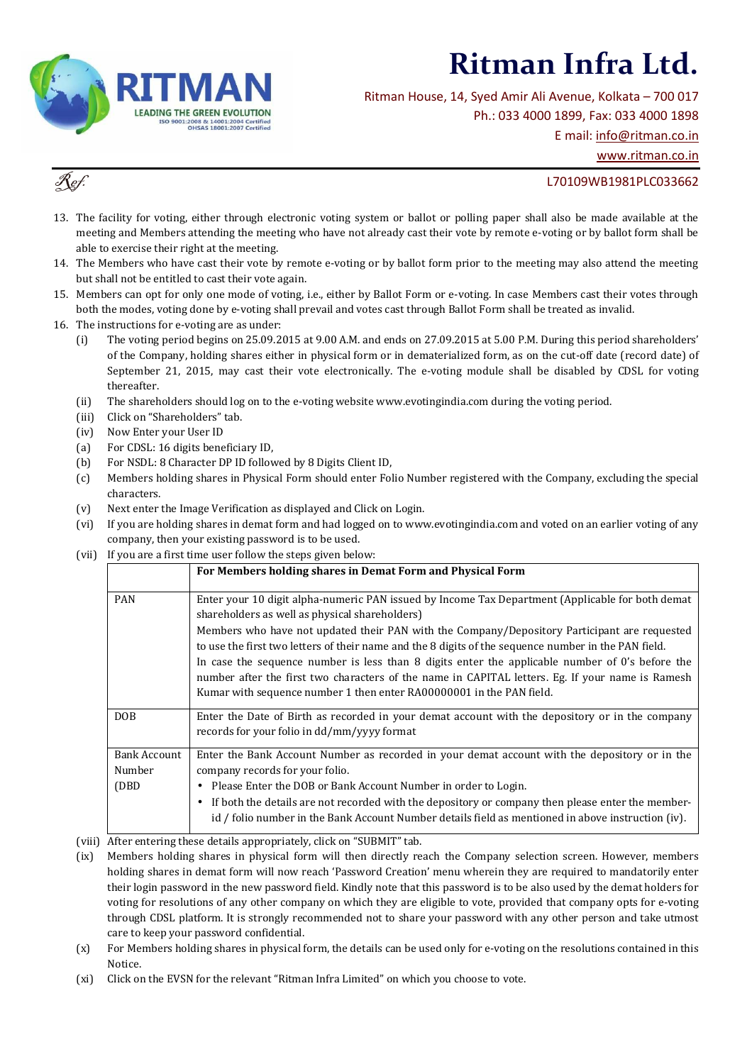13. The facility for voting, either through electronic voting system or ballot or polling paper shall also be made available at the meeting and Members attending the meeting who have not already cast their vote by remote e-voting or by ballot form shall be able to exercise their right at the meeting.
14. The Members who have cast their vote by remote e-voting or by ballot form prior to the meeting may also attend the meeting but shall not be entitled to cast their vote again.
15. Members can opt for only one mode of voting, i.e., either by Ballot Form or e-voting. In case Members cast their votes through both the modes, voting done by e-voting shall prevail and votes cast through Ballot Form shall be treated as invalid.
16. The instructions for e-voting are as under:
    - (i) The voting period begins on 25.09.2015 at 9.00 A.M. and ends on 27.09.2015 at 5.00 P.M. During this period shareholders' of the Company, holding shares either in physical form or in dematerialized form, as on the cut-off date (record date) of September 21, 2015, may cast their vote electronically. The e-voting module shall be disabled by CDSL for voting thereafter.
    - (ii) The shareholders should log on to the e-voting website www.evotingindia.com during the voting period.
    - (iii) Click on "Shareholders" tab.
    - (iv) Now Enter your User ID
    - (a) For CDSL: 16 digits beneficiary ID,
    - (b) For NSDL: 8 Character DP ID followed by 8 Digits Client ID,
    - (c) Members holding shares in Physical Form should enter Folio Number registered with the Company, excluding the special characters.
    - (v) Next enter the Image Verification as displayed and Click on Login.
    - (vi) If you are holding shares in demat form and had logged on to www.evotingindia.com and voted on an earlier voting of any company, then your existing password is to be used.
    - (vii) If you are a first time user follow the steps given below:

| | For Members holding shares in Demat Form and Physical Form |
|---|---|
| PAN | Enter your 10 digit alpha-numeric PAN issued by Income Tax Department (Applicable for both demat shareholders as well as physical shareholders)<br>Members who have not updated their PAN with the Company/Depository Participant are requested to use the first two letters of their name and the 8 digits of the sequence number in the PAN field.<br>In case the sequence number is less than 8 digits enter the applicable number of 0's before the number after the first two characters of the name in CAPITAL letters. Eg. If your name is Ramesh Kumar with sequence number 1 then enter RA00000001 in the PAN field. |
| DOB | Enter the Date of Birth as recorded in your demat account with the depository or in the company records for your folio in dd/mm/yyyy format |
| Bank Account Number (DBD | Enter the Bank Account Number as recorded in your demat account with the depository or in the company records for your folio.<br>• Please Enter the DOB or Bank Account Number in order to Login.<br>• If both the details are not recorded with the depository or company then please enter the member-id / folio number in the Bank Account Number details field as mentioned in above instruction (iv). |

    - (viii) After entering these details appropriately, click on "SUBMIT" tab.
    - (ix) Members holding shares in physical form will then directly reach the Company selection screen. However, members holding shares in demat form will now reach 'Password Creation' menu wherein they are required to mandatorily enter their login password in the new password field. Kindly note that this password is to be also used by the demat holders for voting for resolutions of any other company on which they are eligible to vote, provided that company opts for e-voting through CDSL platform. It is strongly recommended not to share your password with any other person and take utmost care to keep your password confidential.
    - (x) For Members holding shares in physical form, the details can be used only for e-voting on the resolutions contained in this Notice.
    - (xi) Click on the EVSN for the relevant "Ritman Infra Limited" on which you choose to vote.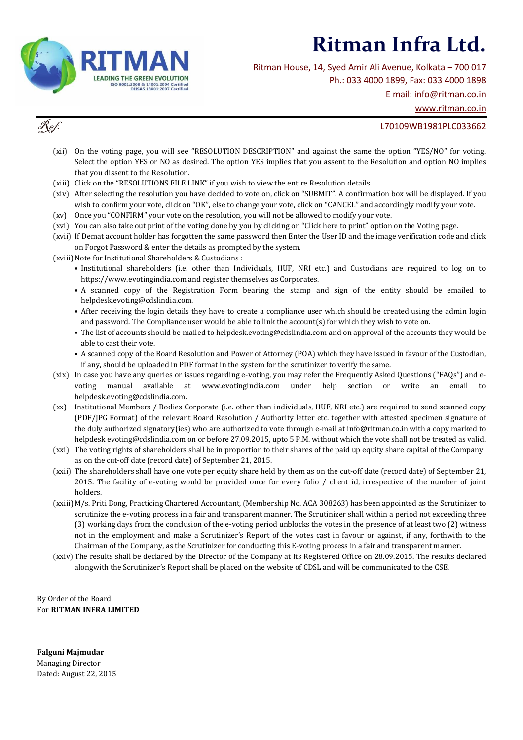(xii) On the voting page, you will see "RESOLUTION DESCRIPTION" and against the same the option "YES/NO" for voting. Select the option YES or NO as desired. The option YES implies that you assent to the Resolution and option NO implies that you dissent to the Resolution.

(xiii) Click on the "RESOLUTIONS FILE LINK" if you wish to view the entire Resolution details.

(xiv) After selecting the resolution you have decided to vote on, click on "SUBMIT". A confirmation box will be displayed. If you wish to confirm your vote, click on "OK", else to change your vote, click on "CANCEL" and accordingly modify your vote.

(xv) Once you "CONFIRM" your vote on the resolution, you will not be allowed to modify your vote.

(xvi) You can also take out print of the voting done by you by clicking on "Click here to print" option on the Voting page.

(xvii) If Demat account holder has forgotten the same password then Enter the User ID and the image verification code and click on Forgot Password & enter the details as prompted by the system.

(xviii) Note for Institutional Shareholders & Custodians :

- Institutional shareholders (i.e. other than Individuals, HUF, NRI etc.) and Custodians are required to log on to https://www.evotingindia.com and register themselves as Corporates.
- A scanned copy of the Registration Form bearing the stamp and sign of the entity should be emailed to helpdesk.evoting@cdslindia.com.
- After receiving the login details they have to create a compliance user which should be created using the admin login and password. The Compliance user would be able to link the account(s) for which they wish to vote on.
- The list of accounts should be mailed to helpdesk.evoting@cdslindia.com and on approval of the accounts they would be able to cast their vote.
- A scanned copy of the Board Resolution and Power of Attorney (POA) which they have issued in favour of the Custodian, if any, should be uploaded in PDF format in the system for the scrutinizer to verify the same.

(xix) In case you have any queries or issues regarding e-voting, you may refer the Frequently Asked Questions ("FAQs") and e-voting manual available at www.evotingindia.com under help section or write an email to helpdesk.evoting@cdslindia.com.

(xx) Institutional Members / Bodies Corporate (i.e. other than individuals, HUF, NRI etc.) are required to send scanned copy (PDF/JPG Format) of the relevant Board Resolution / Authority letter etc. together with attested specimen signature of the duly authorized signatory(ies) who are authorized to vote through e-mail at info@ritman.co.in with a copy marked to helpdesk evoting@cdslindia.com on or before 27.09.2015, upto 5 P.M. without which the vote shall not be treated as valid.

(xxi) The voting rights of shareholders shall be in proportion to their shares of the paid up equity share capital of the Company as on the cut-off date (record date) of September 21, 2015.

(xxii) The shareholders shall have one vote per equity share held by them as on the cut-off date (record date) of September 21, 2015. The facility of e-voting would be provided once for every folio / client id, irrespective of the number of joint holders.

(xxiii) M/s. Priti Bong, Practicing Chartered Accountant, (Membership No. ACA 308263) has been appointed as the Scrutinizer to scrutinize the e-voting process in a fair and transparent manner. The Scrutinizer shall within a period not exceeding three (3) working days from the conclusion of the e-voting period unblocks the votes in the presence of at least two (2) witness not in the employment and make a Scrutinizer's Report of the votes cast in favour or against, if any, forthwith to the Chairman of the Company, as the Scrutinizer for conducting this E-voting process in a fair and transparent manner.

(xxiv) The results shall be declared by the Director of the Company at its Registered Office on 28.09.2015. The results declared alongwith the Scrutinizer's Report shall be placed on the website of CDSL and will be communicated to the CSE.

By Order of the Board
For **RITMAN INFRA LIMITED**

**Falguni Majmudar**
Managing Director
Dated: August 22, 2015